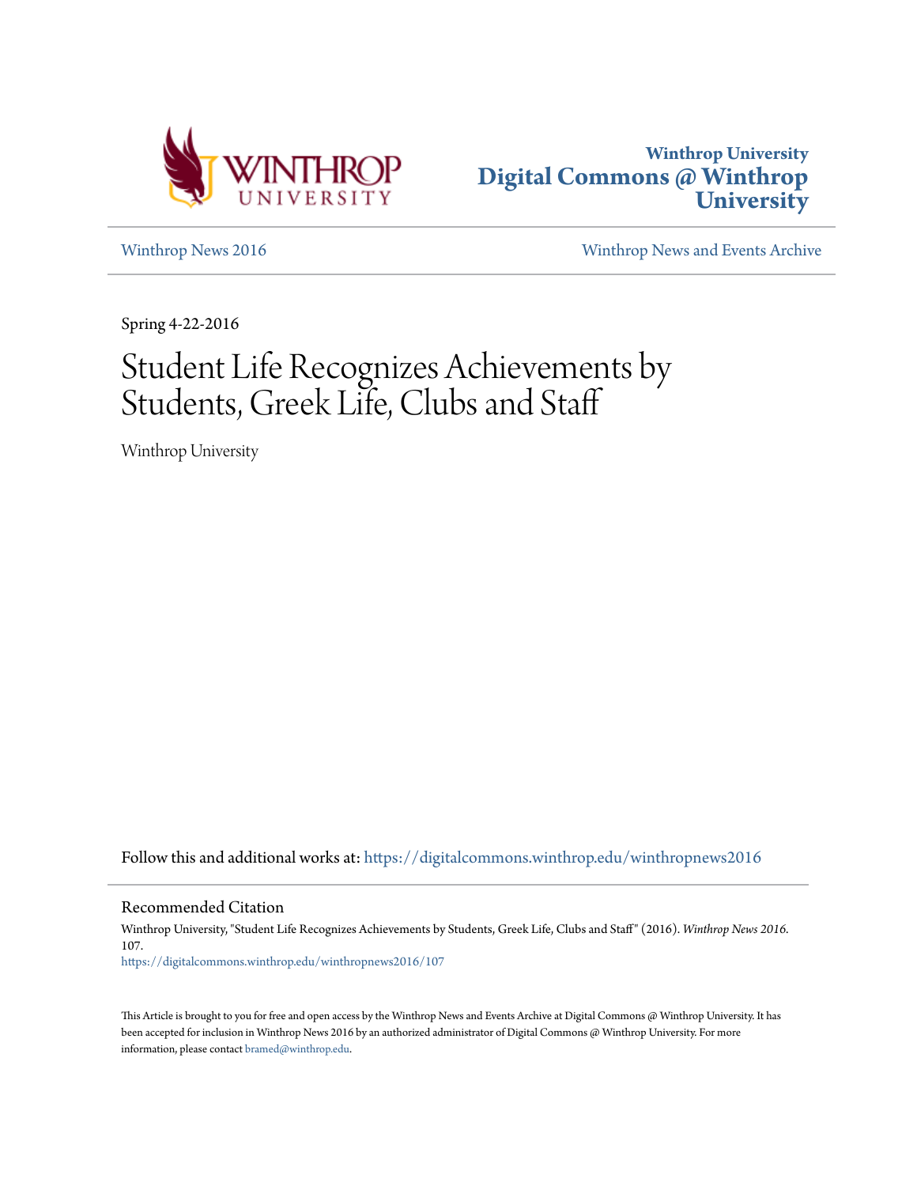Winthrop University
# Digital Commons @ Winthrop University

Winthrop News 2016

Winthrop News and Events Archive

Spring 4-22-2016

# Student Life Recognizes Achievements by Students, Greek Life, Clubs and Staff

Winthrop University

Follow this and additional works at: https://digitalcommons.winthrop.edu/winthropnews2016

## Recommended Citation

Winthrop University, "Student Life Recognizes Achievements by Students, Greek Life, Clubs and Staff" (2016). *Winthrop News 2016*. 107.
https://digitalcommons.winthrop.edu/winthropnews2016/107

This Article is brought to you for free and open access by the Winthrop News and Events Archive at Digital Commons @ Winthrop University. It has been accepted for inclusion in Winthrop News 2016 by an authorized administrator of Digital Commons @ Winthrop University. For more information, please contact bramed@winthrop.edu.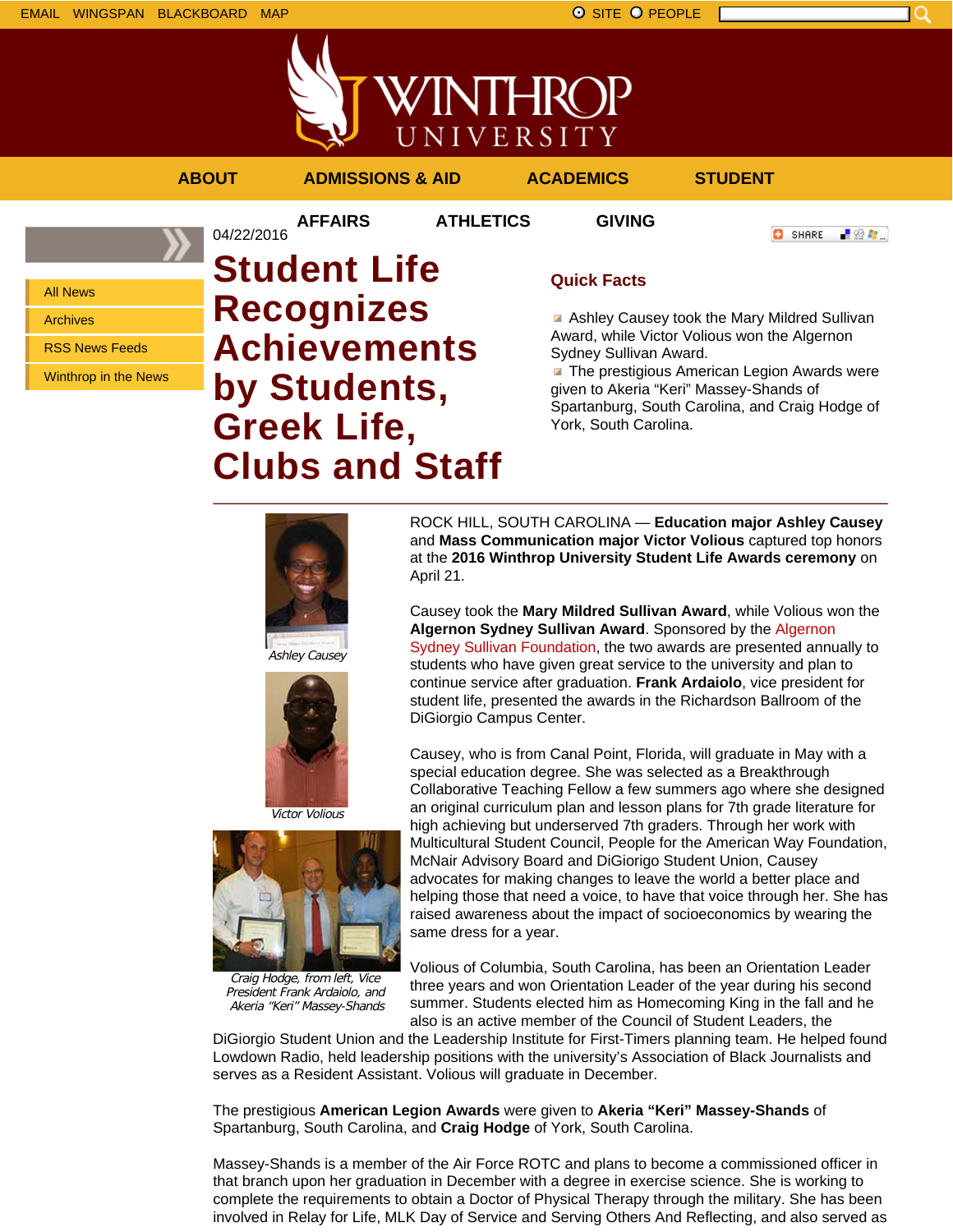EMAIL WINGSPAN BLACKBOARD MAP

SITE PEOPLE

ABOUT ADMISSIONS & AID ACADEMICS STUDENT AFFAIRS ATHLETICS GIVING

- All News
- Archives
- RSS News Feeds
- Winthrop in the News

04/22/2016

# Student Life Recognizes Achievements by Students, Greek Life, Clubs and Staff

## Quick Facts

- Ashley Causey took the Mary Mildred Sullivan Award, while Victor Volious won the Algernon Sydney Sullivan Award.
- The prestigious American Legion Awards were given to Akeria "Keri" Massey-Shands of Spartanburg, South Carolina, and Craig Hodge of York, South Carolina.

*Ashley Causey*

*Victor Volious*

*Craig Hodge, from left, Vice President Frank Ardaiolo, and Akeria "Keri" Massey-Shands*

ROCK HILL, SOUTH CAROLINA — **Education major Ashley Causey** and **Mass Communication major Victor Volious** captured top honors at the **2016 Winthrop University Student Life Awards ceremony** on April 21.

Causey took the **Mary Mildred Sullivan Award**, while Volious won the **Algernon Sydney Sullivan Award**. Sponsored by the Algernon Sydney Sullivan Foundation, the two awards are presented annually to students who have given great service to the university and plan to continue service after graduation. **Frank Ardaiolo**, vice president for student life, presented the awards in the Richardson Ballroom of the DiGiorgio Campus Center.

Causey, who is from Canal Point, Florida, will graduate in May with a special education degree. She was selected as a Breakthrough Collaborative Teaching Fellow a few summers ago where she designed an original curriculum plan and lesson plans for 7th grade literature for high achieving but underserved 7th graders. Through her work with Multicultural Student Council, People for the American Way Foundation, McNair Advisory Board and DiGiorigo Student Union, Causey advocates for making changes to leave the world a better place and helping those that need a voice, to have that voice through her. She has raised awareness about the impact of socioeconomics by wearing the same dress for a year.

Volious of Columbia, South Carolina, has been an Orientation Leader three years and won Orientation Leader of the year during his second summer. Students elected him as Homecoming King in the fall and he also is an active member of the Council of Student Leaders, the DiGiorgio Student Union and the Leadership Institute for First-Timers planning team. He helped found Lowdown Radio, held leadership positions with the university's Association of Black Journalists and serves as a Resident Assistant. Volious will graduate in December.

The prestigious **American Legion Awards** were given to **Akeria "Keri" Massey-Shands** of Spartanburg, South Carolina, and **Craig Hodge** of York, South Carolina.

Massey-Shands is a member of the Air Force ROTC and plans to become a commissioned officer in that branch upon her graduation in December with a degree in exercise science. She is working to complete the requirements to obtain a Doctor of Physical Therapy through the military. She has been involved in Relay for Life, MLK Day of Service and Serving Others And Reflecting, and also served as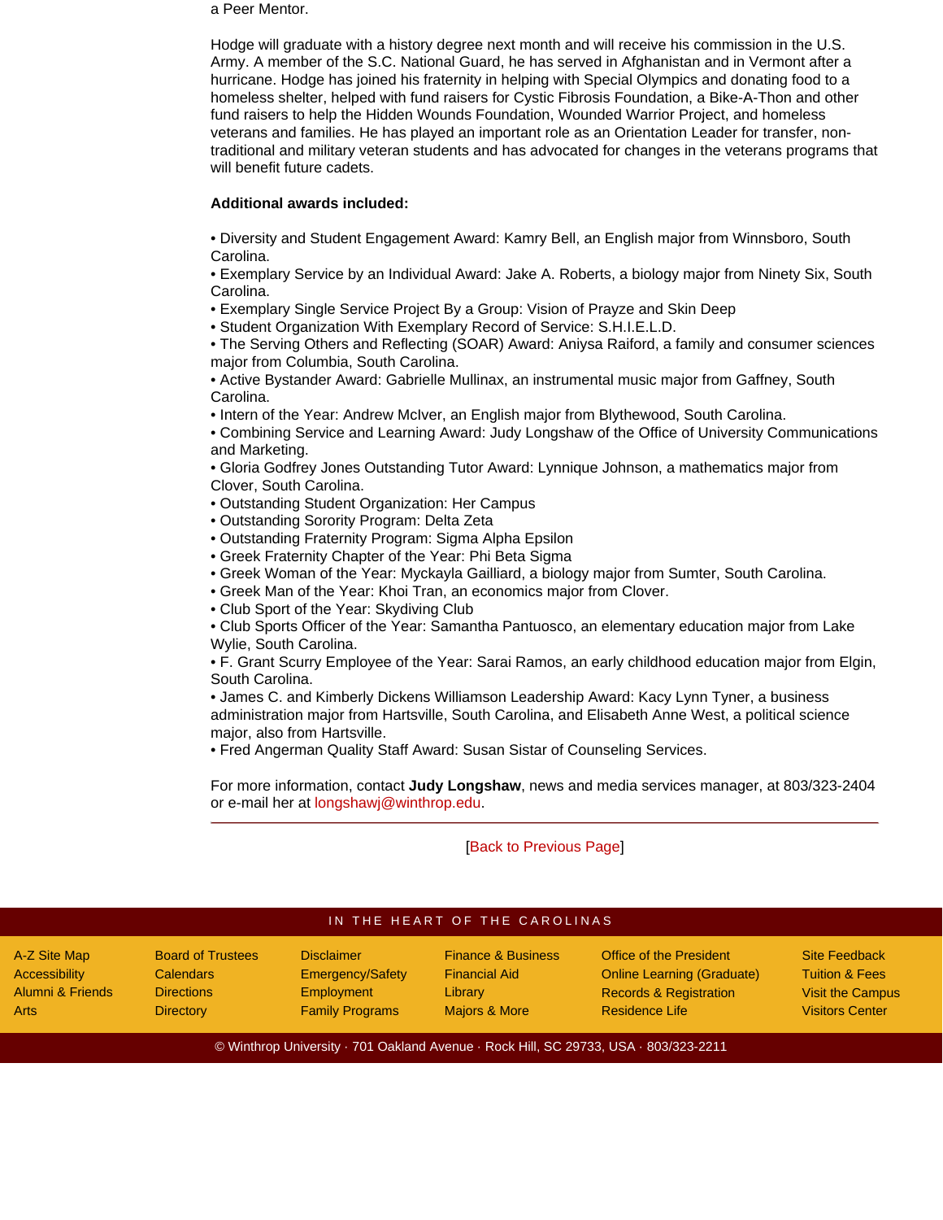a Peer Mentor.

Hodge will graduate with a history degree next month and will receive his commission in the U.S. Army. A member of the S.C. National Guard, he has served in Afghanistan and in Vermont after a hurricane. Hodge has joined his fraternity in helping with Special Olympics and donating food to a homeless shelter, helped with fund raisers for Cystic Fibrosis Foundation, a Bike-A-Thon and other fund raisers to help the Hidden Wounds Foundation, Wounded Warrior Project, and homeless veterans and families. He has played an important role as an Orientation Leader for transfer, non-traditional and military veteran students and has advocated for changes in the veterans programs that will benefit future cadets.

**Additional awards included:**

• Diversity and Student Engagement Award: Kamry Bell, an English major from Winnsboro, South Carolina.
• Exemplary Service by an Individual Award: Jake A. Roberts, a biology major from Ninety Six, South Carolina.
• Exemplary Single Service Project By a Group: Vision of Prayze and Skin Deep
• Student Organization With Exemplary Record of Service: S.H.I.E.L.D.
• The Serving Others and Reflecting (SOAR) Award: Aniysa Raiford, a family and consumer sciences major from Columbia, South Carolina.
• Active Bystander Award: Gabrielle Mullinax, an instrumental music major from Gaffney, South Carolina.
• Intern of the Year: Andrew McIver, an English major from Blythewood, South Carolina.
• Combining Service and Learning Award: Judy Longshaw of the Office of University Communications and Marketing.
• Gloria Godfrey Jones Outstanding Tutor Award: Lynnique Johnson, a mathematics major from Clover, South Carolina.
• Outstanding Student Organization: Her Campus
• Outstanding Sorority Program: Delta Zeta
• Outstanding Fraternity Program: Sigma Alpha Epsilon
• Greek Fraternity Chapter of the Year: Phi Beta Sigma
• Greek Woman of the Year: Myckayla Gailliard, a biology major from Sumter, South Carolina.
• Greek Man of the Year: Khoi Tran, an economics major from Clover.
• Club Sport of the Year: Skydiving Club
• Club Sports Officer of the Year: Samantha Pantuosco, an elementary education major from Lake Wylie, South Carolina.
• F. Grant Scurry Employee of the Year: Sarai Ramos, an early childhood education major from Elgin, South Carolina.
• James C. and Kimberly Dickens Williamson Leadership Award: Kacy Lynn Tyner, a business administration major from Hartsville, South Carolina, and Elisabeth Anne West, a political science major, also from Hartsville.
• Fred Angerman Quality Staff Award: Susan Sistar of Counseling Services.

For more information, contact **Judy Longshaw**, news and media services manager, at 803/323-2404 or e-mail her at longshawj@winthrop.edu.

[Back to Previous Page]

IN THE HEART OF THE CAROLINAS

A-Z Site Map
Accessibility
Alumni & Friends
Arts
Board of Trustees
Calendars
Directions
Directory
Disclaimer
Emergency/Safety
Employment
Family Programs
Finance & Business
Financial Aid
Library
Majors & More
Office of the President
Online Learning (Graduate)
Records & Registration
Residence Life
Site Feedback
Tuition & Fees
Visit the Campus
Visitors Center

© Winthrop University · 701 Oakland Avenue · Rock Hill, SC 29733, USA · 803/323-2211